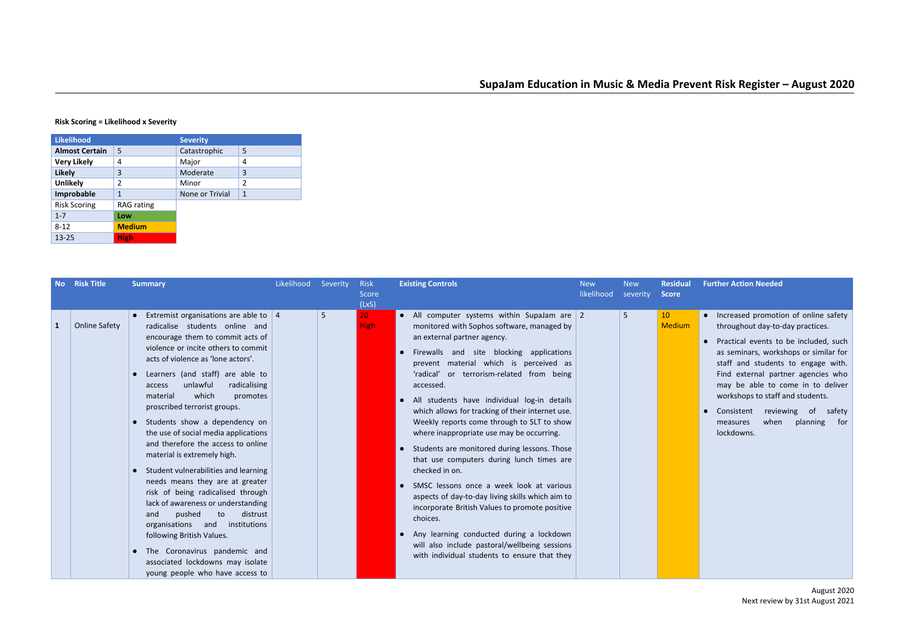# SupaJam Education in Music & Media Prevent Risk Register – August 2020

**Risk Scoring = Likelihood x Severity**

| Likelihood | | Severity | |
|---|---|---|---|
| **Almost Certain** | 5 | Catastrophic | 5 |
| **Very Likely** | 4 | Major | 4 |
| **Likely** | 3 | Moderate | 3 |
| **Unlikely** | 2 | Minor | 2 |
| **Improbable** | 1 | None or Trivial | 1 |
| Risk Scoring | RAG rating | | |
| 1-7 | **Low** | | |
| 8-12 | **Medium** | | |
| 13-25 | **High** | | |

| No | Risk Title | Summary | Likelihood | Severity | Risk Score (LxS) | Existing Controls | New likelihood | New severity | Residual Score | Further Action Needed |
|---|---|---|---|---|---|---|---|---|---|---|
| **1** | Online Safety | • Extremist organisations are able to radicalise students online and encourage them to commit acts of violence or incite others to commit acts of violence as 'lone actors'.<br>• Learners (and staff) are able to access unlawful radicalising material which promotes proscribed terrorist groups.<br>• Students show a dependency on the use of social media applications and therefore the access to online material is extremely high.<br>• Student vulnerabilities and learning needs means they are at greater risk of being radicalised through lack of awareness or understanding and pushed to distrust organisations and institutions following British Values.<br>• The Coronavirus pandemic and associated lockdowns may isolate young people who have access to | 4 | 5 | 20 High | • All computer systems within SupaJam are monitored with Sophos software, managed by an external partner agency.<br>• Firewalls and site blocking applications prevent material which is perceived as 'radical' or terrorism-related from being accessed.<br>• All students have individual log-in details which allows for tracking of their internet use. Weekly reports come through to SLT to show where inappropriate use may be occurring.<br>• Students are monitored during lessons. Those that use computers during lunch times are checked in on.<br>• SMSC lessons once a week look at various aspects of day-to-day living skills which aim to incorporate British Values to promote positive choices.<br>• Any learning conducted during a lockdown will also include pastoral/wellbeing sessions with individual students to ensure that they | 2 | 5 | 10 Medium | • Increased promotion of online safety throughout day-to-day practices.<br>• Practical events to be included, such as seminars, workshops or similar for staff and students to engage with. Find external partner agencies who may be able to come in to deliver workshops to staff and students.<br>• Consistent reviewing of safety measures when planning for lockdowns. |

August 2020
Next review by 31st August 2021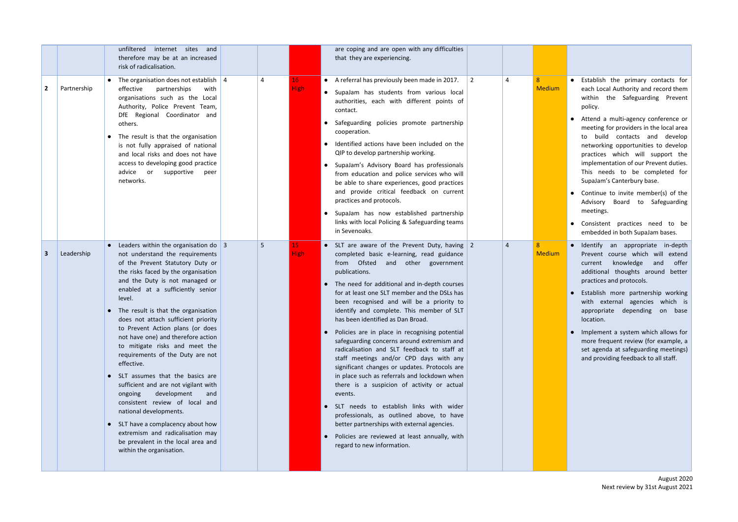| | | | | | | | | | | |
|---|---|---|---|---|---|---|---|---|---|---|
| | | unfiltered internet sites and therefore may be at an increased risk of radicalisation. | | | | are coping and are open with any difficulties that they are experiencing. | | | | |
| **2** | Partnership | • The organisation does not establish effective partnerships with organisations such as the Local Authority, Police Prevent Team, DfE Regional Coordinator and others.<br>• The result is that the organisation is not fully appraised of national and local risks and does not have access to developing good practice advice or supportive peer networks. | 4 | 4 | 16 High | • A referral has previously been made in 2017.<br>• SupaJam has students from various local authorities, each with different points of contact.<br>• Safeguarding policies promote partnership cooperation.<br>• Identified actions have been included on the QIP to develop partnership working.<br>• SupaJam's Advisory Board has professionals from education and police services who will be able to share experiences, good practices and provide critical feedback on current practices and protocols.<br>• SupaJam has now established partnership links with local Policing & Safeguarding teams in Sevenoaks. | 2 | 4 | 8 Medium | • Establish the primary contacts for each Local Authority and record them within the Safeguarding Prevent policy.<br>• Attend a multi-agency conference or meeting for providers in the local area to build contacts and develop networking opportunities to develop practices which will support the implementation of our Prevent duties. This needs to be completed for SupaJam's Canterbury base.<br>• Continue to invite member(s) of the Advisory Board to Safeguarding meetings.<br>• Consistent practices need to be embedded in both SupaJam bases. |
| **3** | Leadership | • Leaders within the organisation do not understand the requirements of the Prevent Statutory Duty or the risks faced by the organisation and the Duty is not managed or enabled at a sufficiently senior level.<br>• The result is that the organisation does not attach sufficient priority to Prevent Action plans (or does not have one) and therefore action to mitigate risks and meet the requirements of the Duty are not effective.<br>• SLT assumes that the basics are sufficient and are not vigilant with ongoing development and consistent review of local and national developments.<br>• SLT have a complacency about how extremism and radicalisation may be prevalent in the local area and within the organisation. | 3 | 5 | 15 High | • SLT are aware of the Prevent Duty, having completed basic e-learning, read guidance from Ofsted and other government publications.<br>• The need for additional and in-depth courses for at least one SLT member and the DSLs has been recognised and will be a priority to identify and complete. This member of SLT has been identified as Dan Broad.<br>• Policies are in place in recognising potential safeguarding concerns around extremism and radicalisation and SLT feedback to staff at staff meetings and/or CPD days with any significant changes or updates. Protocols are in place such as referrals and lockdown when there is a suspicion of activity or actual events.<br>• SLT needs to establish links with wider professionals, as outlined above, to have better partnerships with external agencies.<br>• Policies are reviewed at least annually, with regard to new information. | 2 | 4 | 8 Medium | • Identify an appropriate in-depth Prevent course which will extend current knowledge and offer additional thoughts around better practices and protocols.<br>• Establish more partnership working with external agencies which is appropriate depending on base location.<br>• Implement a system which allows for more frequent review (for example, a set agenda at safeguarding meetings) and providing feedback to all staff. |

August 2020
Next review by 31st August 2021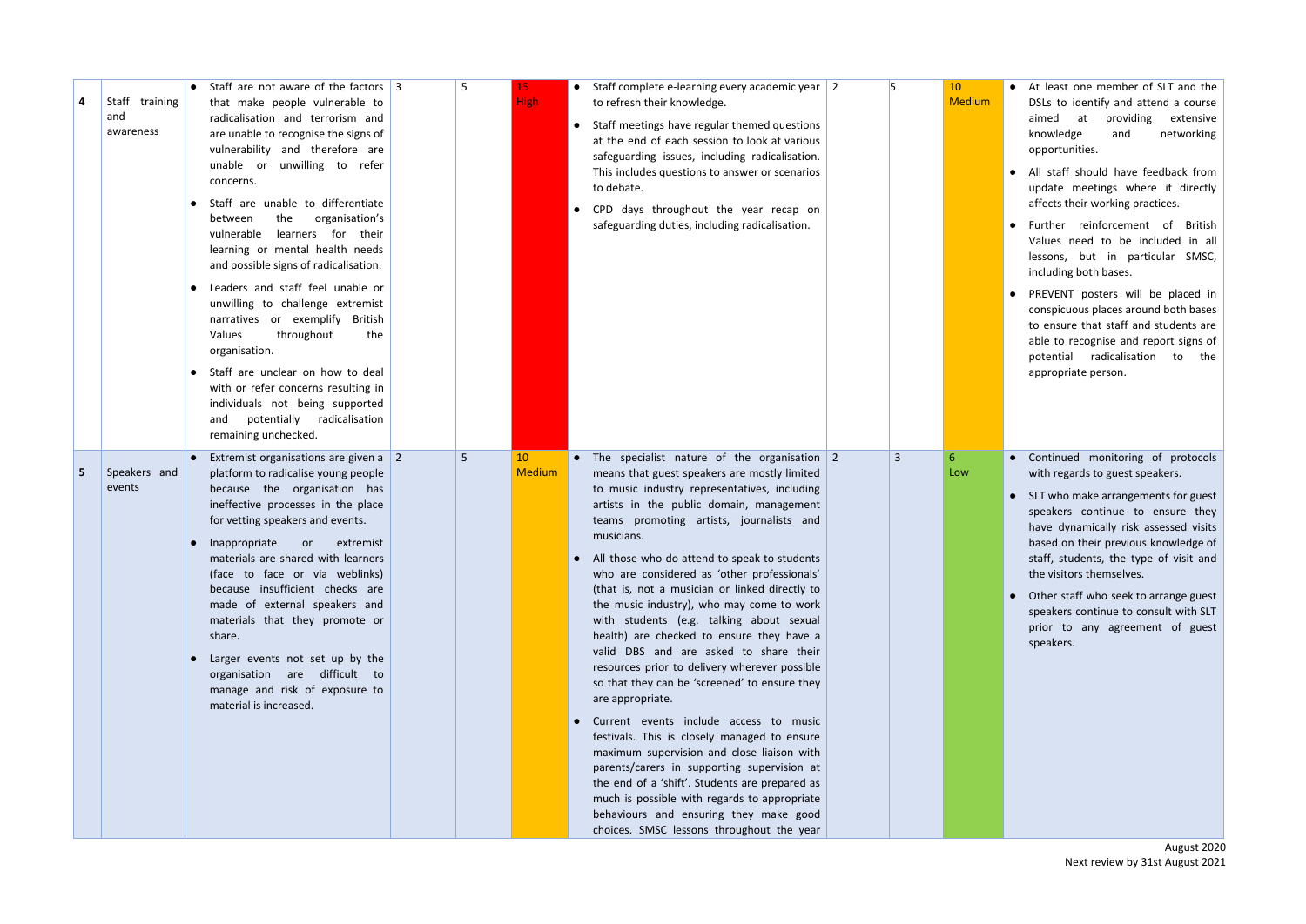| 4 | Staff training and awareness | • Staff are not aware of the factors that make people vulnerable to radicalisation and terrorism and are unable to recognise the signs of vulnerability and therefore are unable or unwilling to refer concerns.<br>• Staff are unable to differentiate between the organisation's vulnerable learners for their learning or mental health needs and possible signs of radicalisation.<br>• Leaders and staff feel unable or unwilling to challenge extremist narratives or exemplify British Values throughout the organisation.<br>• Staff are unclear on how to deal with or refer concerns resulting in individuals not being supported and potentially radicalisation remaining unchecked. | 3 | 5 | 15 High | • Staff complete e-learning every academic year to refresh their knowledge.<br>• Staff meetings have regular themed questions at the end of each session to look at various safeguarding issues, including radicalisation. This includes questions to answer or scenarios to debate.<br>• CPD days throughout the year recap on safeguarding duties, including radicalisation. | 2 | 5 | 10 Medium | • At least one member of SLT and the DSLs to identify and attend a course aimed at providing extensive knowledge and networking opportunities.<br>• All staff should have feedback from update meetings where it directly affects their working practices.<br>• Further reinforcement of British Values need to be included in all lessons, but in particular SMSC, including both bases.<br>• PREVENT posters will be placed in conspicuous places around both bases to ensure that staff and students are able to recognise and report signs of potential radicalisation to the appropriate person. |
|---|---|---|---|---|---|---|---|---|---|---|
| 5 | Speakers and events | • Extremist organisations are given a platform to radicalise young people because the organisation has ineffective processes in the place for vetting speakers and events.<br>• Inappropriate or extremist materials are shared with learners (face to face or via weblinks) because insufficient checks are made of external speakers and materials that they promote or share.<br>• Larger events not set up by the organisation are difficult to manage and risk of exposure to material is increased. | 2 | 5 | 10 Medium | • The specialist nature of the organisation means that guest speakers are mostly limited to music industry representatives, including artists in the public domain, management teams promoting artists, journalists and musicians.<br>• All those who do attend to speak to students who are considered as 'other professionals' (that is, not a musician or linked directly to the music industry), who may come to work with students (e.g. talking about sexual health) are checked to ensure they have a valid DBS and are asked to share their resources prior to delivery wherever possible so that they can be 'screened' to ensure they are appropriate.<br>• Current events include access to music festivals. This is closely managed to ensure maximum supervision and close liaison with parents/carers in supporting supervision at the end of a 'shift'. Students are prepared as much is possible with regards to appropriate behaviours and ensuring they make good choices. SMSC lessons throughout the year | 2 | 3 | 6 Low | • Continued monitoring of protocols with regards to guest speakers.<br>• SLT who make arrangements for guest speakers continue to ensure they have dynamically risk assessed visits based on their previous knowledge of staff, students, the type of visit and the visitors themselves.<br>• Other staff who seek to arrange guest speakers continue to consult with SLT prior to any agreement of guest speakers. |

August 2020
Next review by 31st August 2021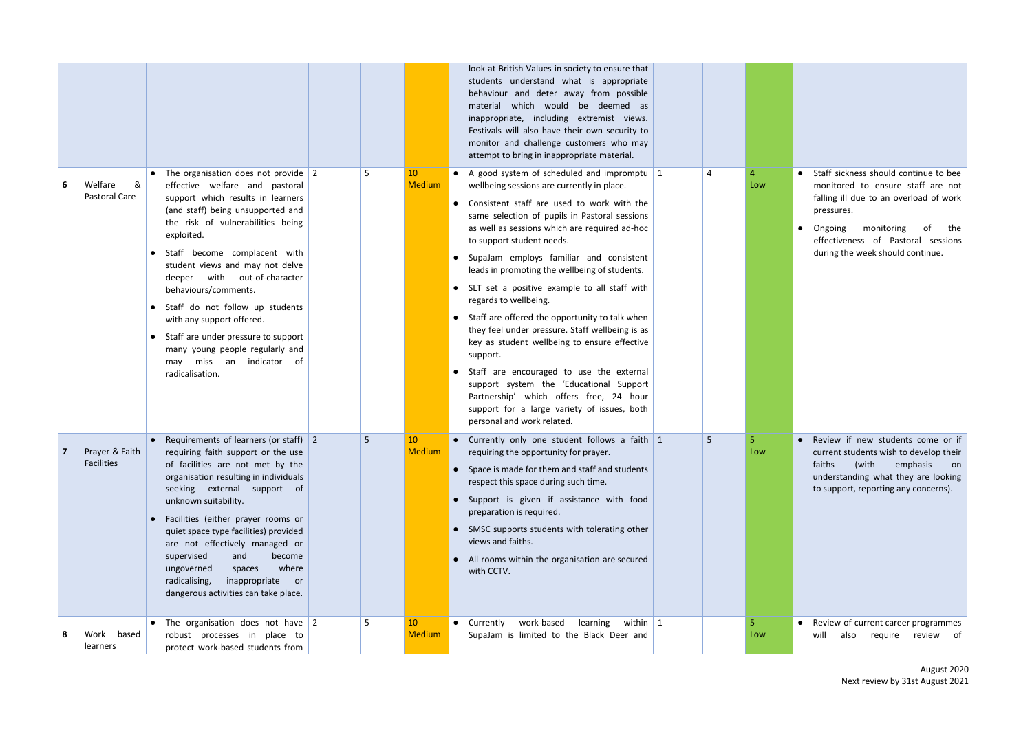| | | | | | | | | | | |
|---|---|---|---|---|---|---|---|---|---|---|
| | | | | | | look at British Values in society to ensure that students understand what is appropriate behaviour and deter away from possible material which would be deemed as inappropriate, including extremist views. Festivals will also have their own security to monitor and challenge customers who may attempt to bring in inappropriate material. | | | | |
| 6 | Welfare & Pastoral Care | • The organisation does not provide effective welfare and pastoral support which results in learners (and staff) being unsupported and the risk of vulnerabilities being exploited.<br>• Staff become complacent with student views and may not delve deeper with out-of-character behaviours/comments.<br>• Staff do not follow up students with any support offered.<br>• Staff are under pressure to support many young people regularly and may miss an indicator of radicalisation. | 2 | 5 | 10 Medium | • A good system of scheduled and impromptu wellbeing sessions are currently in place.<br>• Consistent staff are used to work with the same selection of pupils in Pastoral sessions as well as sessions which are required ad-hoc to support student needs.<br>• SupaJam employs familiar and consistent leads in promoting the wellbeing of students.<br>• SLT set a positive example to all staff with regards to wellbeing.<br>• Staff are offered the opportunity to talk when they feel under pressure. Staff wellbeing is as key as student wellbeing to ensure effective support.<br>• Staff are encouraged to use the external support system the 'Educational Support Partnership' which offers free, 24 hour support for a large variety of issues, both personal and work related. | 1 | 4 | 4 Low | • Staff sickness should continue to bee monitored to ensure staff are not falling ill due to an overload of work pressures.<br>• Ongoing monitoring of the effectiveness of Pastoral sessions during the week should continue. |
| 7 | Prayer & Faith Facilities | • Requirements of learners (or staff) requiring faith support or the use of facilities are not met by the organisation resulting in individuals seeking external support of unknown suitability.<br>• Facilities (either prayer rooms or quiet space type facilities) provided are not effectively managed or supervised and become ungoverned spaces where radicalising, inappropriate or dangerous activities can take place. | 2 | 5 | 10 Medium | • Currently only one student follows a faith requiring the opportunity for prayer.<br>• Space is made for them and staff and students respect this space during such time.<br>• Support is given if assistance with food preparation is required.<br>• SMSC supports students with tolerating other views and faiths.<br>• All rooms within the organisation are secured with CCTV. | 1 | 5 | 5 Low | • Review if new students come or if current students wish to develop their faiths (with emphasis on understanding what they are looking to support, reporting any concerns). |
| 8 | Work based learners | • The organisation does not have robust processes in place to protect work-based students from | 2 | 5 | 10 Medium | • Currently work-based learning within SupaJam is limited to the Black Deer and | 1 | | 5 Low | • Review of current career programmes will also require review of |

August 2020
Next review by 31st August 2021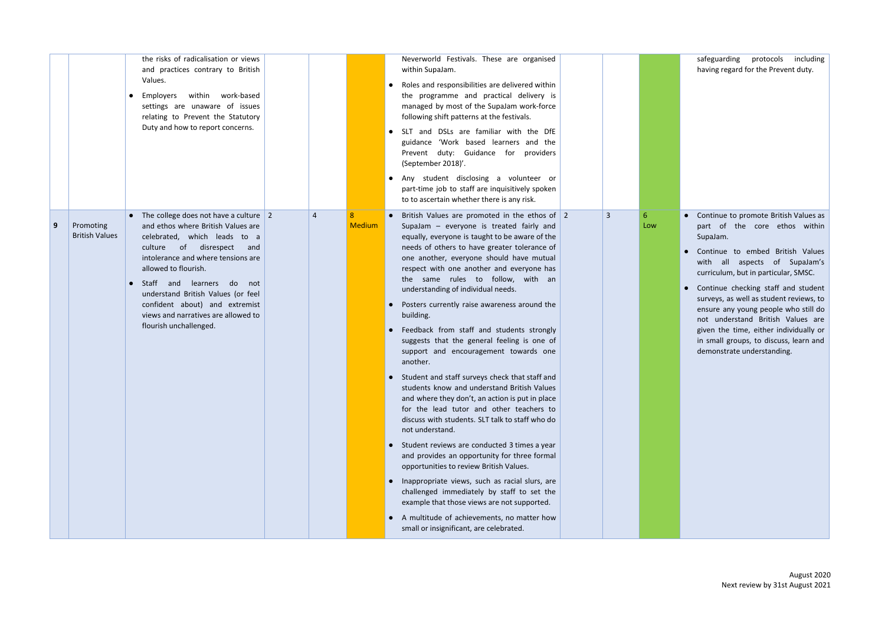|  |  |  |  |  |  |  |  |  |  |
|---|---|---|---|---|---|---|---|---|---|
|  |  | the risks of radicalisation or views and practices contrary to British Values.<br>• Employers within work-based settings are unaware of issues relating to Prevent the Statutory Duty and how to report concerns. |  |  |  | Neverworld Festivals. These are organised within SupaJam.<br>• Roles and responsibilities are delivered within the programme and practical delivery is managed by most of the SupaJam work-force following shift patterns at the festivals.<br>• SLT and DSLs are familiar with the DfE guidance 'Work based learners and the Prevent duty: Guidance for providers (September 2018)'.<br>• Any student disclosing a volunteer or part-time job to staff are inquisitively spoken to to ascertain whether there is any risk. |  |  |  | safeguarding protocols including having regard for the Prevent duty. |
| 9 | Promoting British Values | • The college does not have a culture and ethos where British Values are celebrated, which leads to a culture of disrespect and intolerance and where tensions are allowed to flourish.<br>• Staff and learners do not understand British Values (or feel confident about) and extremist views and narratives are allowed to flourish unchallenged. | 2 | 4 | 8 Medium | • British Values are promoted in the ethos of SupaJam – everyone is treated fairly and equally, everyone is taught to be aware of the needs of others to have greater tolerance of one another, everyone should have mutual respect with one another and everyone has the same rules to follow, with an understanding of individual needs.<br>• Posters currently raise awareness around the building.<br>• Feedback from staff and students strongly suggests that the general feeling is one of support and encouragement towards one another.<br>• Student and staff surveys check that staff and students know and understand British Values and where they don't, an action is put in place for the lead tutor and other teachers to discuss with students. SLT talk to staff who do not understand.<br>• Student reviews are conducted 3 times a year and provides an opportunity for three formal opportunities to review British Values.<br>• Inappropriate views, such as racial slurs, are challenged immediately by staff to set the example that those views are not supported.<br>• A multitude of achievements, no matter how small or insignificant, are celebrated. | 2 | 3 | 6 Low | • Continue to promote British Values as part of the core ethos within SupaJam.<br>• Continue to embed British Values with all aspects of SupaJam's curriculum, but in particular, SMSC.<br>• Continue checking staff and student surveys, as well as student reviews, to ensure any young people who still do not understand British Values are given the time, either individually or in small groups, to discuss, learn and demonstrate understanding. |

August 2020
Next review by 31st August 2021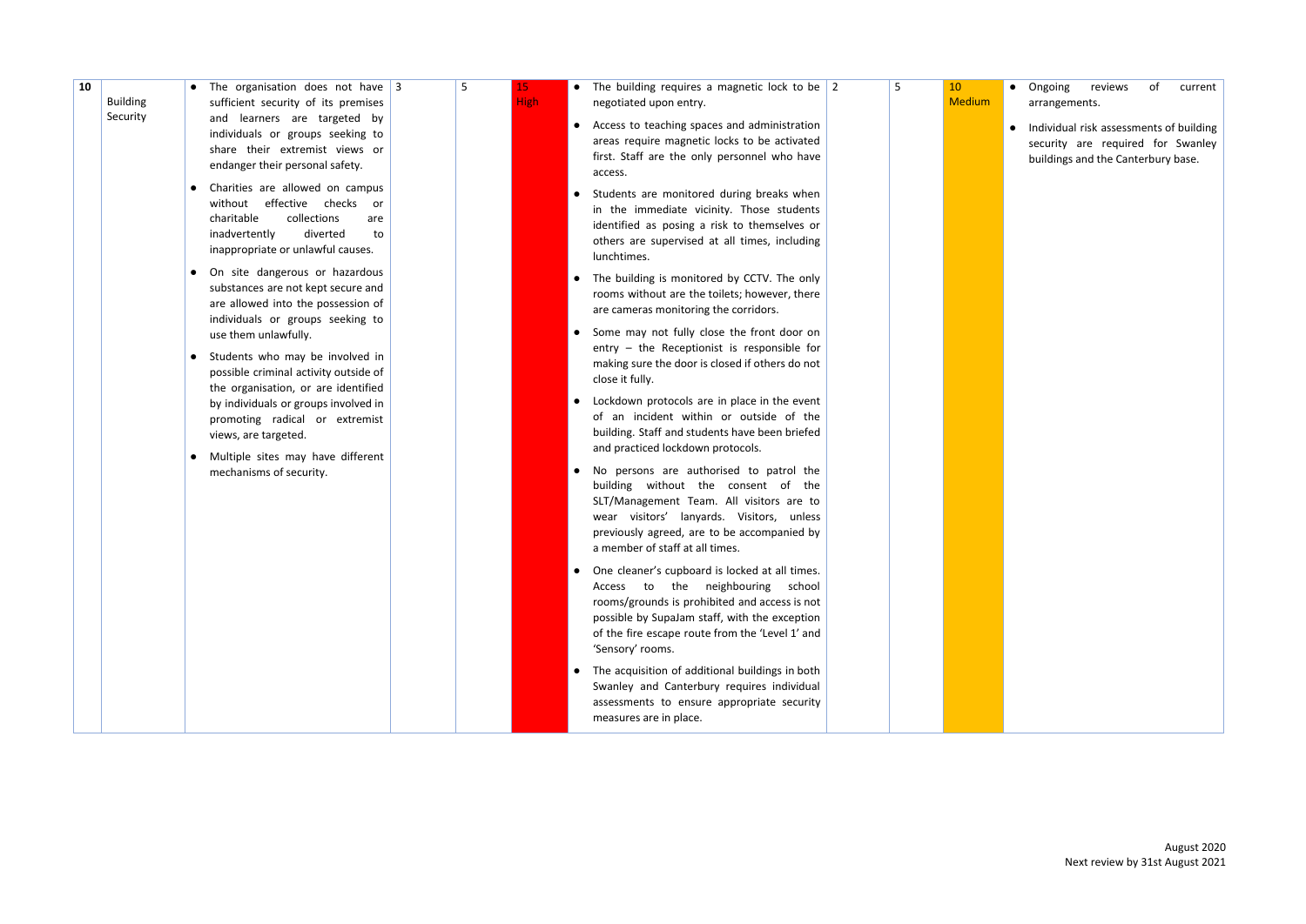| | | | | | | | | | | |
|---|---|---|---|---|---|---|---|---|---|---|
| **10** | Building Security | • The organisation does not have sufficient security of its premises and learners are targeted by individuals or groups seeking to share their extremist views or endanger their personal safety.<br>• Charities are allowed on campus without effective checks or charitable collections are inadvertently diverted to inappropriate or unlawful causes.<br>• On site dangerous or hazardous substances are not kept secure and are allowed into the possession of individuals or groups seeking to use them unlawfully.<br>• Students who may be involved in possible criminal activity outside of the organisation, or are identified by individuals or groups involved in promoting radical or extremist views, are targeted.<br>• Multiple sites may have different mechanisms of security. | 3 | 5 | 15 High | • The building requires a magnetic lock to be negotiated upon entry.<br>• Access to teaching spaces and administration areas require magnetic locks to be activated first. Staff are the only personnel who have access.<br>• Students are monitored during breaks when in the immediate vicinity. Those students identified as posing a risk to themselves or others are supervised at all times, including lunchtimes.<br>• The building is monitored by CCTV. The only rooms without are the toilets; however, there are cameras monitoring the corridors.<br>• Some may not fully close the front door on entry – the Receptionist is responsible for making sure the door is closed if others do not close it fully.<br>• Lockdown protocols are in place in the event of an incident within or outside of the building. Staff and students have been briefed and practiced lockdown protocols.<br>• No persons are authorised to patrol the building without the consent of the SLT/Management Team. All visitors are to wear visitors' lanyards. Visitors, unless previously agreed, are to be accompanied by a member of staff at all times.<br>• One cleaner's cupboard is locked at all times. Access to the neighbouring school rooms/grounds is prohibited and access is not possible by SupaJam staff, with the exception of the fire escape route from the 'Level 1' and 'Sensory' rooms.<br>• The acquisition of additional buildings in both Swanley and Canterbury requires individual assessments to ensure appropriate security measures are in place. | 2 | 5 | 10 Medium | • Ongoing reviews of current arrangements.<br>• Individual risk assessments of building security are required for Swanley buildings and the Canterbury base. |

August 2020
Next review by 31st August 2021